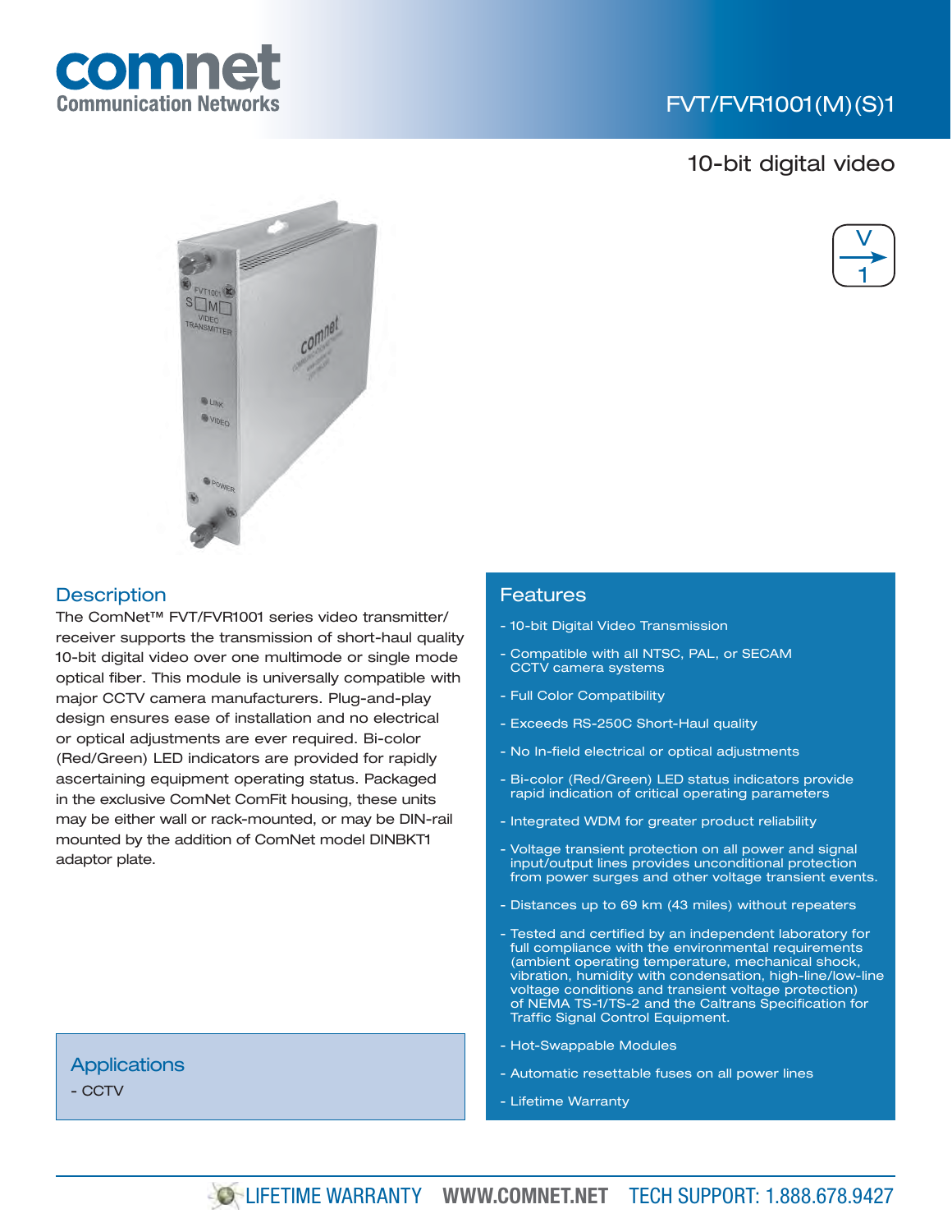comnet
Communication Networks

# FVT/FVR1001(M)(S)1

## 10-bit digital video

## Description

The ComNet™ FVT/FVR1001 series video transmitter/receiver supports the transmission of short-haul quality 10-bit digital video over one multimode or single mode optical fiber. This module is universally compatible with major CCTV camera manufacturers. Plug-and-play design ensures ease of installation and no electrical or optical adjustments are ever required. Bi-color (Red/Green) LED indicators are provided for rapidly ascertaining equipment operating status. Packaged in the exclusive ComNet ComFit housing, these units may be either wall or rack-mounted, or may be DIN-rail mounted by the addition of ComNet model DINBKT1 adaptor plate.

## Applications

- CCTV

## Features

- 10-bit Digital Video Transmission
- Compatible with all NTSC, PAL, or SECAM CCTV camera systems
- Full Color Compatibility
- Exceeds RS-250C Short-Haul quality
- No In-field electrical or optical adjustments
- Bi-color (Red/Green) LED status indicators provide rapid indication of critical operating parameters
- Integrated WDM for greater product reliability
- Voltage transient protection on all power and signal input/output lines provides unconditional protection from power surges and other voltage transient events.
- Distances up to 69 km (43 miles) without repeaters
- Tested and certified by an independent laboratory for full compliance with the environmental requirements (ambient operating temperature, mechanical shock, vibration, humidity with condensation, high-line/low-line voltage conditions and transient voltage protection) of NEMA TS-1/TS-2 and the Caltrans Specification for Traffic Signal Control Equipment.
- Hot-Swappable Modules
- Automatic resettable fuses on all power lines
- Lifetime Warranty

LIFETIME WARRANTY WWW.COMNET.NET TECH SUPPORT: 1.888.678.9427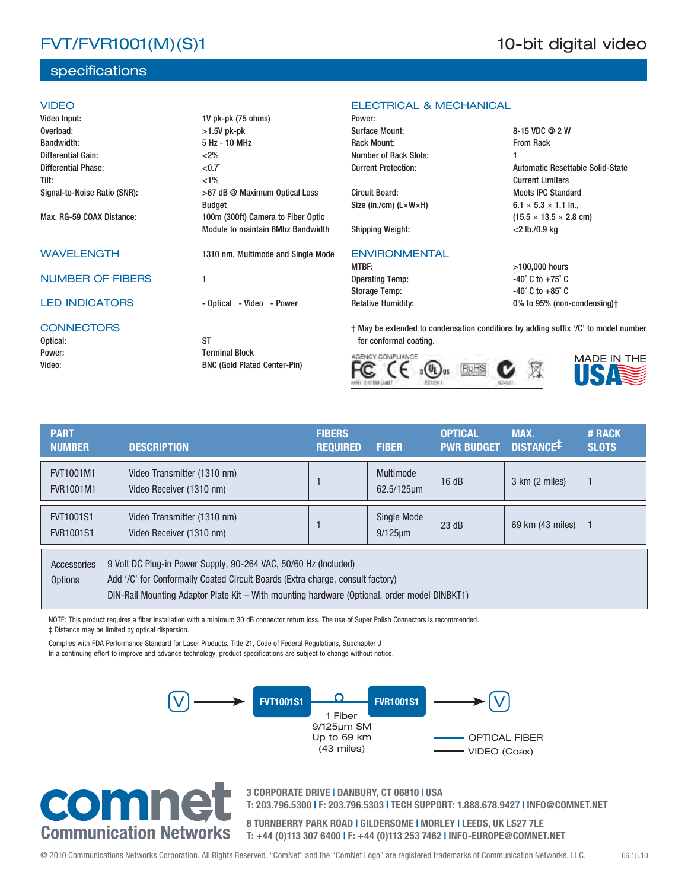# FVT/FVR1001(M)(S)1

10-bit digital video

## specifications

### VIDEO

| | |
|---|---|
| Video Input: | 1V pk-pk (75 ohms) |
| Overload: | >1.5V pk-pk |
| Bandwidth: | 5 Hz - 10 MHz |
| Differential Gain: | <2% |
| Differential Phase: | <0.7˚ |
| Tilt: | <1% |
| Signal-to-Noise Ratio (SNR): | >67 dB @ Maximum Optical Loss Budget |
| Max. RG-59 COAX Distance: | 100m (300ft) Camera to Fiber Optic Module to maintain 6Mhz Bandwidth |

### WAVELENGTH

1310 nm, Multimode and Single Mode

### NUMBER OF FIBERS

1

### LED INDICATORS

- Optical - Video - Power

### CONNECTORS

| | |
|---|---|
| Optical: | ST |
| Power: | Terminal Block |
| Video: | BNC (Gold Plated Center-Pin) |

### ELECTRICAL & MECHANICAL

| | |
|---|---|
| Power: | |
| Surface Mount: | 8-15 VDC @ 2 W |
| Rack Mount: | From Rack |
| Number of Rack Slots: | 1 |
| Current Protection: | Automatic Resettable Solid-State Current Limiters |
| Circuit Board: | Meets IPC Standard |
| Size (in./cm) (L×W×H) | 6.1 × 5.3 × 1.1 in., (15.5 × 13.5 × 2.8 cm) |
| Shipping Weight: | <2 lb./0.9 kg |

### ENVIRONMENTAL

| | |
|---|---|
| MTBF: | >100,000 hours |
| Operating Temp: | -40˚ C to +75˚ C |
| Storage Temp: | -40˚ C to +85˚ C |
| Relative Humidity: | 0% to 95% (non-condensing)† |

† May be extended to condensation conditions by adding suffix '/C' to model number for conformal coating.

AGENCY COMPLIANCE

MADE IN THE USA

| PART NUMBER | DESCRIPTION | FIBERS REQUIRED | FIBER | OPTICAL PWR BUDGET | MAX. DISTANCE‡ | # RACK SLOTS |
|---|---|---|---|---|---|---|
| FVT1001M1 | Video Transmitter (1310 nm) | 1 | Multimode 62.5/125µm | 16 dB | 3 km (2 miles) | 1 |
| FVR1001M1 | Video Receiver (1310 nm) | | | | | |
| FVT1001S1 | Video Transmitter (1310 nm) | 1 | Single Mode 9/125µm | 23 dB | 69 km (43 miles) | 1 |
| FVR1001S1 | Video Receiver (1310 nm) | | | | | |

Accessories: 9 Volt DC Plug-in Power Supply, 90-264 VAC, 50/60 Hz (Included)

Options: Add '/C' for Conformally Coated Circuit Boards (Extra charge, consult factory)

DIN-Rail Mounting Adaptor Plate Kit – With mounting hardware (Optional, order model DINBKT1)

NOTE: This product requires a fiber installation with a minimum 30 dB connector return loss. The use of Super Polish Connectors is recommended.

‡ Distance may be limited by optical dispersion.

Complies with FDA Performance Standard for Laser Products, Title 21, Code of Federal Regulations, Subchapter J

In a continuing effort to improve and advance technology, product specifications are subject to change without notice.

V → FVT1001S1 — FVR1001S1 → V

1 Fiber
9/125µm SM
Up to 69 km
(43 miles)

OPTICAL FIBER
VIDEO (Coax)

comnet Communication Networks

3 CORPORATE DRIVE | DANBURY, CT 06810 | USA
T: 203.796.5300 | F: 203.796.5303 | TECH SUPPORT: 1.888.678.9427 | INFO@COMNET.NET

8 TURNBERRY PARK ROAD | GILDERSOME | MORLEY | LEEDS, UK LS27 7LE
T: +44 (0)113 307 6400 | F: +44 (0)113 253 7462 | INFO-EUROPE@COMNET.NET

© 2010 Communications Networks Corporation. All Rights Reserved. "ComNet" and the "ComNet Logo" are registered trademarks of Communication Networks, LLC. 06.15.10